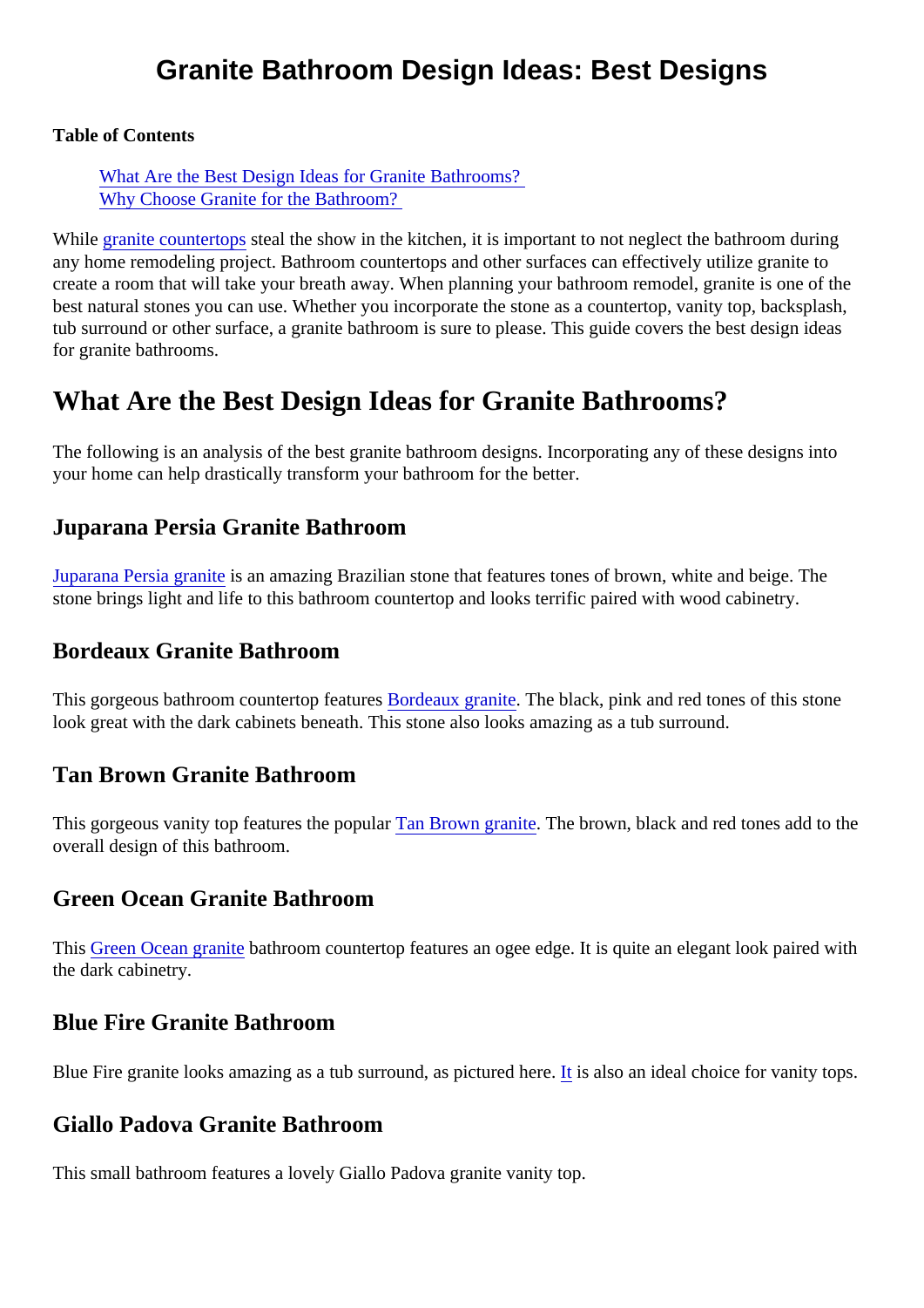# Granite Bathroom Design Ideas: Best Designs

**Table of Contents**

- What Are the Best Design Ideas for Granite Bathrooms?
- Why Choose Granite for the Bathroom?

While granite countertops steal the show in the kitchen, it is important to not neglect the bathroom during any home remodeling project. Bathroom countertops and other surfaces can effectively utilize granite to create a room that will take your breath away. When planning your bathroom remodel, granite is one of the best natural stones you can use. Whether you incorporate the stone as a countertop, vanity top, backsplash, tub surround or other surface, a granite bathroom is sure to please. This guide covers the best design ideas for granite bathrooms.

## What Are the Best Design Ideas for Granite Bathrooms?

The following is an analysis of the best granite bathroom designs. Incorporating any of these designs into your home can help drastically transform your bathroom for the better.

### Juparana Persia Granite Bathroom

Juparana Persia granite is an amazing Brazilian stone that features tones of brown, white and beige. The stone brings light and life to this bathroom countertop and looks terrific paired with wood cabinetry.

### Bordeaux Granite Bathroom

This gorgeous bathroom countertop features Bordeaux granite. The black, pink and red tones of this stone look great with the dark cabinets beneath. This stone also looks amazing as a tub surround.

### Tan Brown Granite Bathroom

This gorgeous vanity top features the popular Tan Brown granite. The brown, black and red tones add to the overall design of this bathroom.

### Green Ocean Granite Bathroom

This Green Ocean granite bathroom countertop features an ogee edge. It is quite an elegant look paired with the dark cabinetry.

### Blue Fire Granite Bathroom

Blue Fire granite looks amazing as a tub surround, as pictured here. It is also an ideal choice for vanity tops.

### Giallo Padova Granite Bathroom

This small bathroom features a lovely Giallo Padova granite vanity top.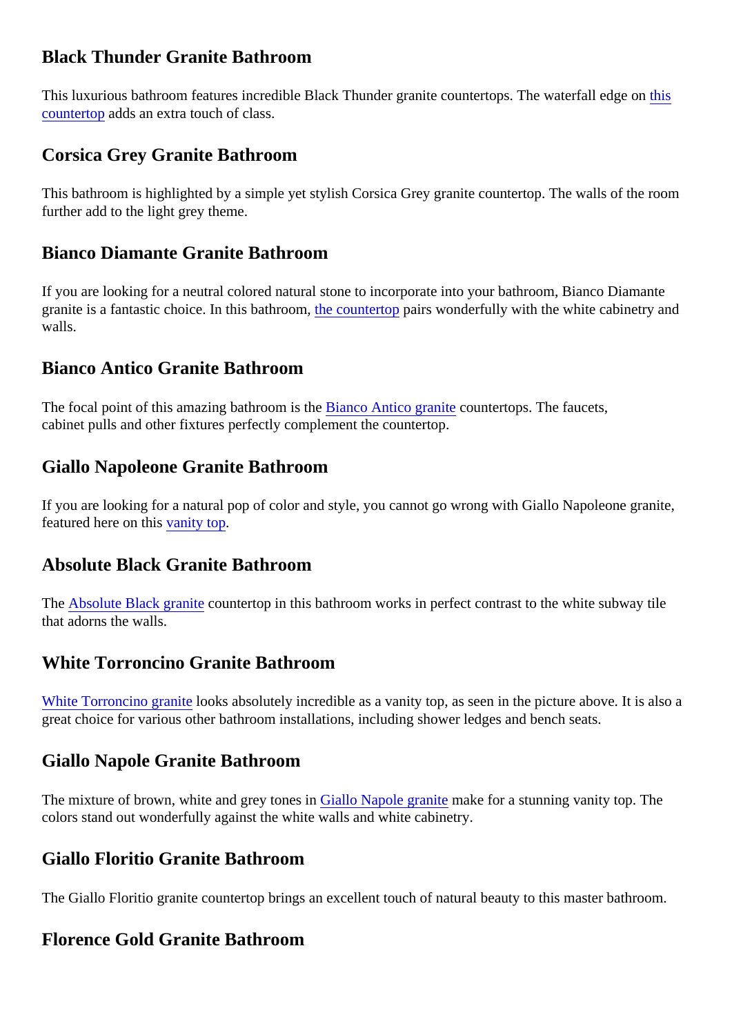## Black Thunder Granite Bathroom

This luxurious bathroom features incredible Black Thunder granite countertops. The waterfall edge on this countertop adds an extra touch of class.

## Corsica Grey Granite Bathroom

This bathroom is highlighted by a simple yet stylish Corsica Grey granite countertop. The walls of the room further add to the light grey theme.

## Bianco Diamante Granite Bathroom

If you are looking for a neutral colored natural stone to incorporate into your bathroom, Bianco Diamante granite is a fantastic choice. In this bathroom, the countertop pairs wonderfully with the white cabinetry and walls.

## Bianco Antico Granite Bathroom

The focal point of this amazing bathroom is the Bianco Antico granite countertops. The faucets, cabinet pulls and other fixtures perfectly complement the countertop.

## Giallo Napoleone Granite Bathroom

If you are looking for a natural pop of color and style, you cannot go wrong with Giallo Napoleone granite, featured here on this vanity top.

## Absolute Black Granite Bathroom

The Absolute Black granite countertop in this bathroom works in perfect contrast to the white subway tile that adorns the walls.

## White Torroncino Granite Bathroom

White Torroncino granite looks absolutely incredible as a vanity top, as seen in the picture above. It is also a great choice for various other bathroom installations, including shower ledges and bench seats.

## Giallo Napole Granite Bathroom

The mixture of brown, white and grey tones in Giallo Napole granite make for a stunning vanity top. The colors stand out wonderfully against the white walls and white cabinetry.

## Giallo Floritio Granite Bathroom

The Giallo Floritio granite countertop brings an excellent touch of natural beauty to this master bathroom.

## Florence Gold Granite Bathroom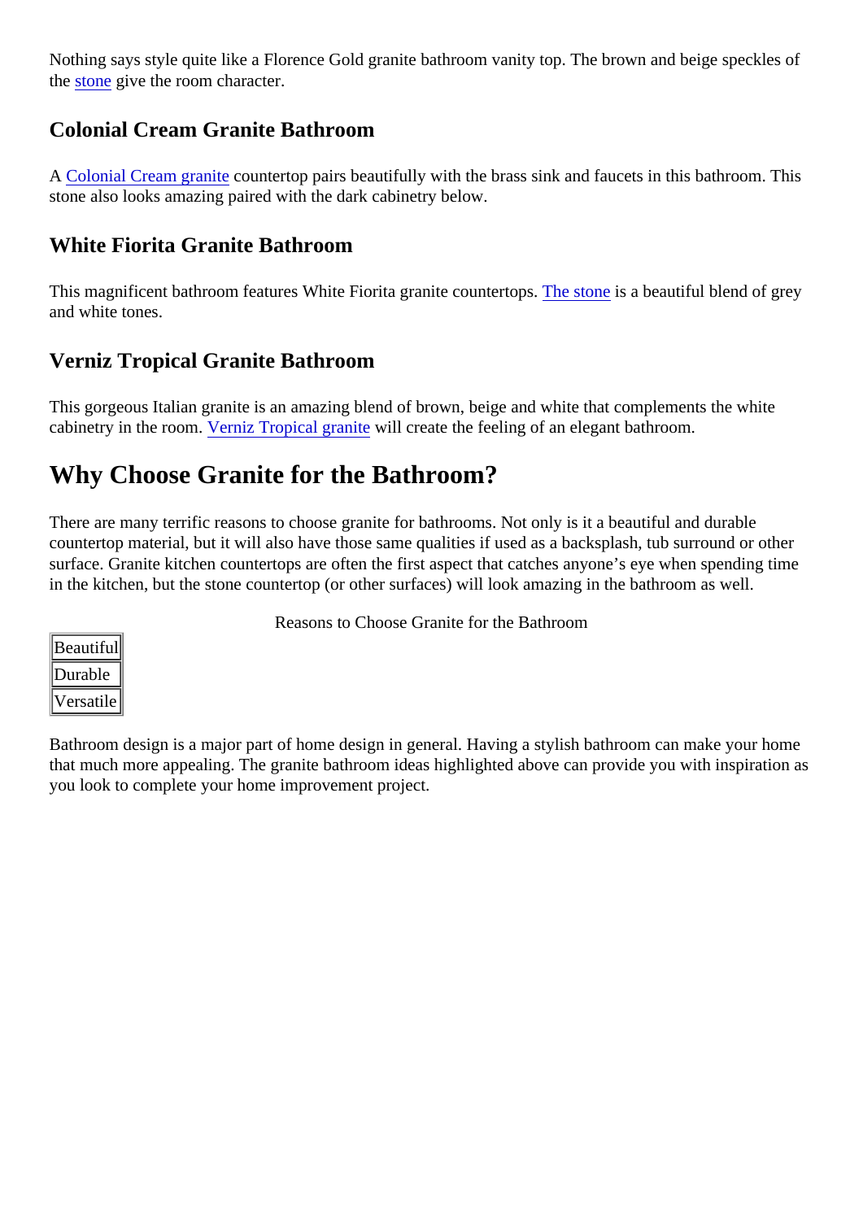Nothing says style quite like a Florence Gold granite bathroom vanity top. The brown and beige speckles of the stone give the room character.

### Colonial Cream Granite Bathroom

A Colonial Cream granite countertop pairs beautifully with the brass sink and faucets in this bathroom. This stone also looks amazing paired with the dark cabinetry below.

### White Fiorita Granite Bathroom

This magnificent bathroom features White Fiorita granite countertops. The stone is a beautiful blend of grey and white tones.

### Verniz Tropical Granite Bathroom

This gorgeous Italian granite is an amazing blend of brown, beige and white that complements the white cabinetry in the room. Verniz Tropical granite will create the feeling of an elegant bathroom.

## Why Choose Granite for the Bathroom?

There are many terrific reasons to choose granite for bathrooms. Not only is it a beautiful and durable countertop material, but it will also have those same qualities if used as a backsplash, tub surround or other surface. Granite kitchen countertops are often the first aspect that catches anyone's eye when spending time in the kitchen, but the stone countertop (or other surfaces) will look amazing in the bathroom as well.

Reasons to Choose Granite for the Bathroom

| |
|---|
| Beautiful |
| Durable |
| Versatile |

Bathroom design is a major part of home design in general. Having a stylish bathroom can make your home that much more appealing. The granite bathroom ideas highlighted above can provide you with inspiration as you look to complete your home improvement project.